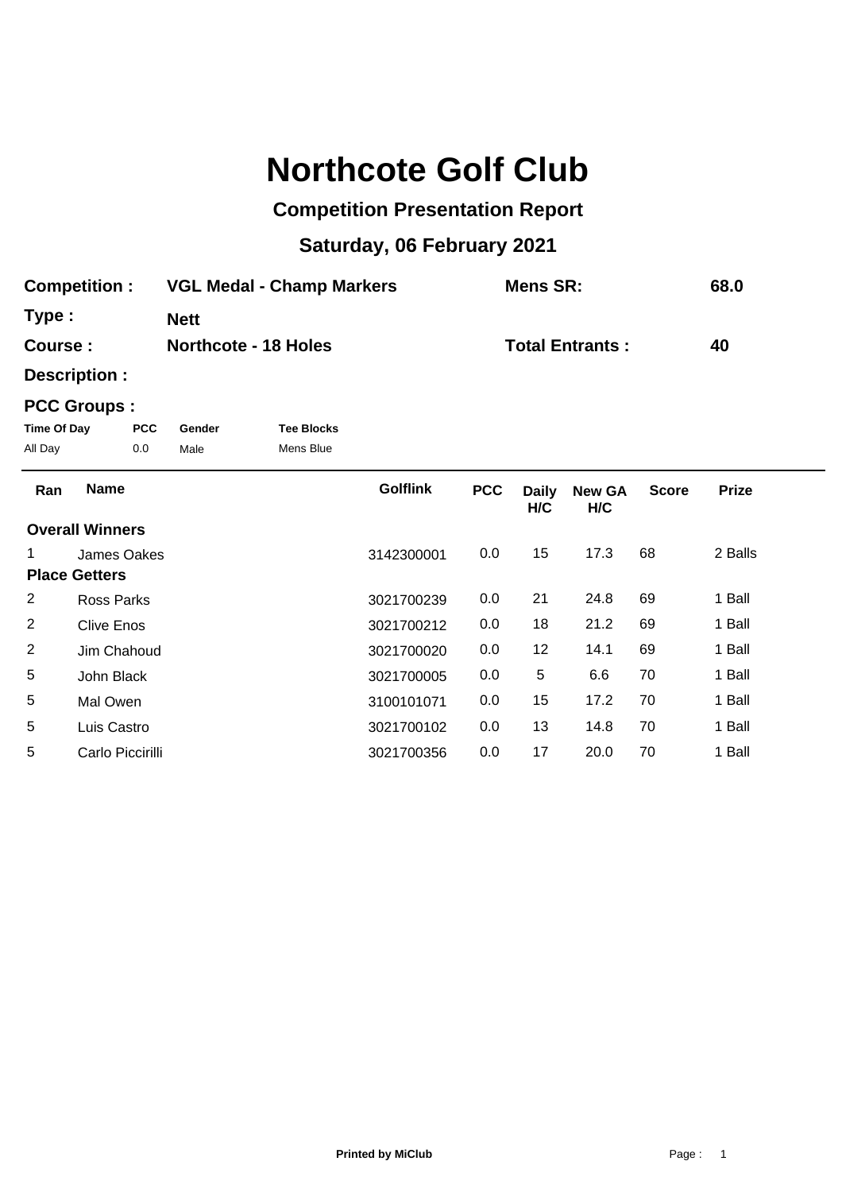# Northcote Golf Club

## Competition Presentation Report

### Saturday, 06 February 2021

**Competition :** VGL Medal - Champ Markers  **Mens SR:** 68.0

**Type :** Nett

**Course :** Northcote - 18 Holes  **Total Entrants :** 40

**Description :**

**PCC Groups :**

| Time Of Day | PCC | Gender | Tee Blocks |
|---|---|---|---|
| All Day | 0.0 | Male | Mens Blue |

| Ran | Name | Golflink | PCC | Daily H/C | New GA H/C | Score | Prize |
|---|---|---|---|---|---|---|---|
| **Overall Winners** | | | | | | | |
| 1 | James Oakes | 3142300001 | 0.0 | 15 | 17.3 | 68 | 2 Balls |
| **Place Getters** | | | | | | | |
| 2 | Ross Parks | 3021700239 | 0.0 | 21 | 24.8 | 69 | 1 Ball |
| 2 | Clive Enos | 3021700212 | 0.0 | 18 | 21.2 | 69 | 1 Ball |
| 2 | Jim Chahoud | 3021700020 | 0.0 | 12 | 14.1 | 69 | 1 Ball |
| 5 | John Black | 3021700005 | 0.0 | 5 | 6.6 | 70 | 1 Ball |
| 5 | Mal Owen | 3100101071 | 0.0 | 15 | 17.2 | 70 | 1 Ball |
| 5 | Luis Castro | 3021700102 | 0.0 | 13 | 14.8 | 70 | 1 Ball |
| 5 | Carlo Piccirilli | 3021700356 | 0.0 | 17 | 20.0 | 70 | 1 Ball |

**Printed by MiClub**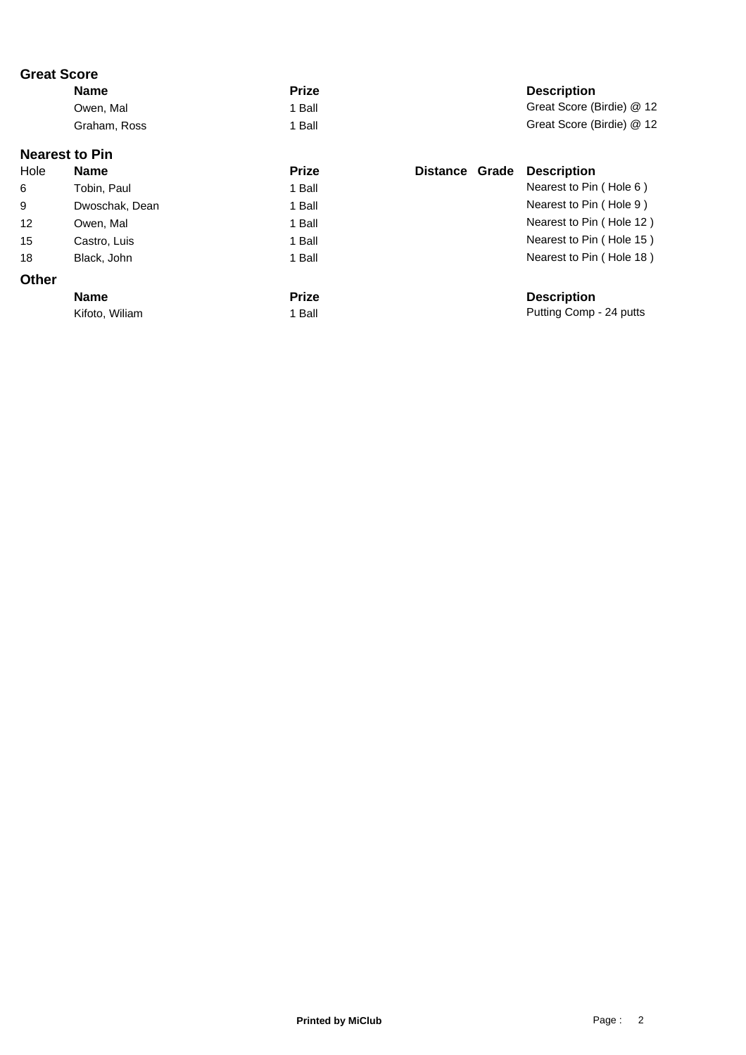## Great Score

| Name | Prize | Description |
| --- | --- | --- |
| Owen, Mal | 1 Ball | Great Score (Birdie) @ 12 |
| Graham, Ross | 1 Ball | Great Score (Birdie) @ 12 |

## Nearest to Pin

| Hole | Name | Prize | Distance | Grade | Description |
| --- | --- | --- | --- | --- | --- |
| 6 | Tobin, Paul | 1 Ball | | | Nearest to Pin ( Hole 6 ) |
| 9 | Dwoschak, Dean | 1 Ball | | | Nearest to Pin ( Hole 9 ) |
| 12 | Owen, Mal | 1 Ball | | | Nearest to Pin ( Hole 12 ) |
| 15 | Castro, Luis | 1 Ball | | | Nearest to Pin ( Hole 15 ) |
| 18 | Black, John | 1 Ball | | | Nearest to Pin ( Hole 18 ) |

## Other

| Name | Prize | Description |
| --- | --- | --- |
| Kifoto, Wiliam | 1 Ball | Putting Comp - 24 putts |

**Printed by MiClub**